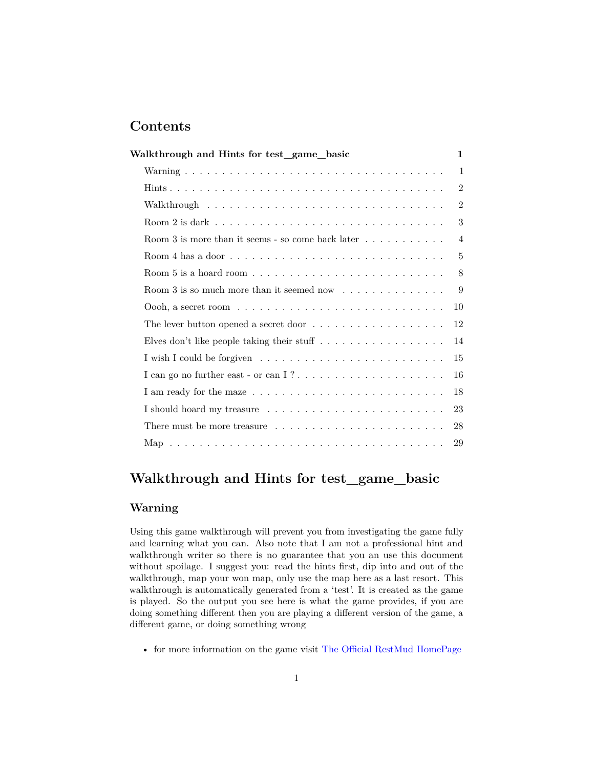# Contents

| | |
|---|---|
| **Walkthrough and Hints for test_game_basic** | **1** |
| Warning | 1 |
| Hints | 2 |
| Walkthrough | 2 |
| Room 2 is dark | 3 |
| Room 3 is more than it seems - so come back later | 4 |
| Room 4 has a door | 5 |
| Room 5 is a hoard room | 8 |
| Room 3 is so much more than it seemed now | 9 |
| Oooh, a secret room | 10 |
| The lever button opened a secret door | 12 |
| Elves don't like people taking their stuff | 14 |
| I wish I could be forgiven | 15 |
| I can go no further east - or can I ? | 16 |
| I am ready for the maze | 18 |
| I should hoard my treasure | 23 |
| There must be more treasure | 28 |
| Map | 29 |

# Walkthrough and Hints for test_game_basic

## Warning

Using this game walkthrough will prevent you from investigating the game fully and learning what you can. Also note that I am not a professional hint and walkthrough writer so there is no guarantee that you an use this document without spoilage. I suggest you: read the hints first, dip into and out of the walkthrough, map your won map, only use the map here as a last resort. This walkthrough is automatically generated from a 'test'. It is created as the game is played. So the output you see here is what the game provides, if you are doing something different then you are playing a different version of the game, a different game, or doing something wrong

- for more information on the game visit The Official RestMud HomePage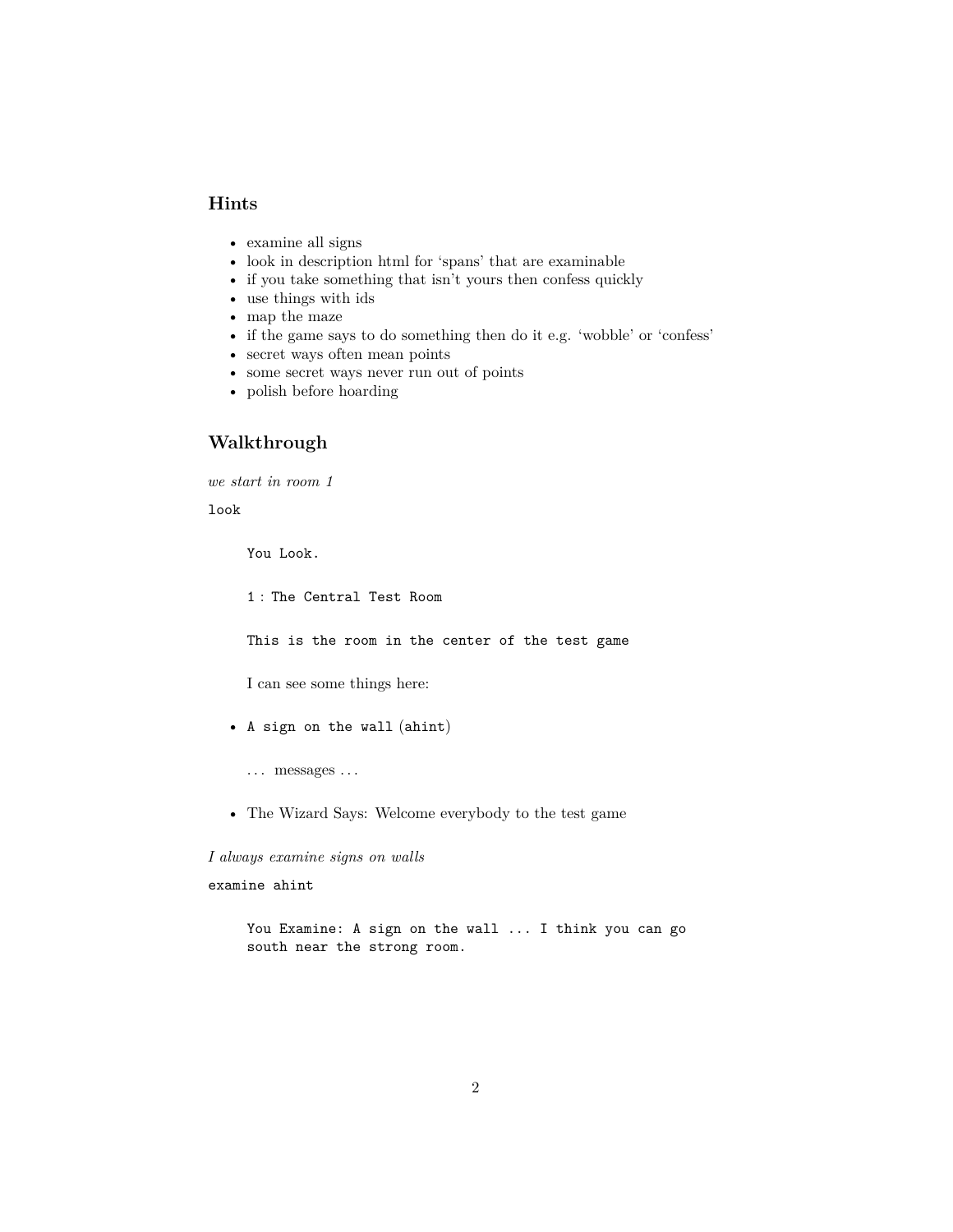## Hints

- examine all signs
- look in description html for 'spans' that are examinable
- if you take something that isn't yours then confess quickly
- use things with ids
- map the maze
- if the game says to do something then do it e.g. 'wobble' or 'confess'
- secret ways often mean points
- some secret ways never run out of points
- polish before hoarding

## Walkthrough

*we start in room 1*

`look`

> `You Look.`
>
> `1 : The Central Test Room`
>
> `This is the room in the center of the test game`
>
> I can see some things here:

- `A sign on the wall` (`ahint`)

> … messages …

- The Wizard Says: Welcome everybody to the test game

*I always examine signs on walls*

`examine ahint`

> `You Examine: A sign on the wall ... I think you can go south near the strong room.`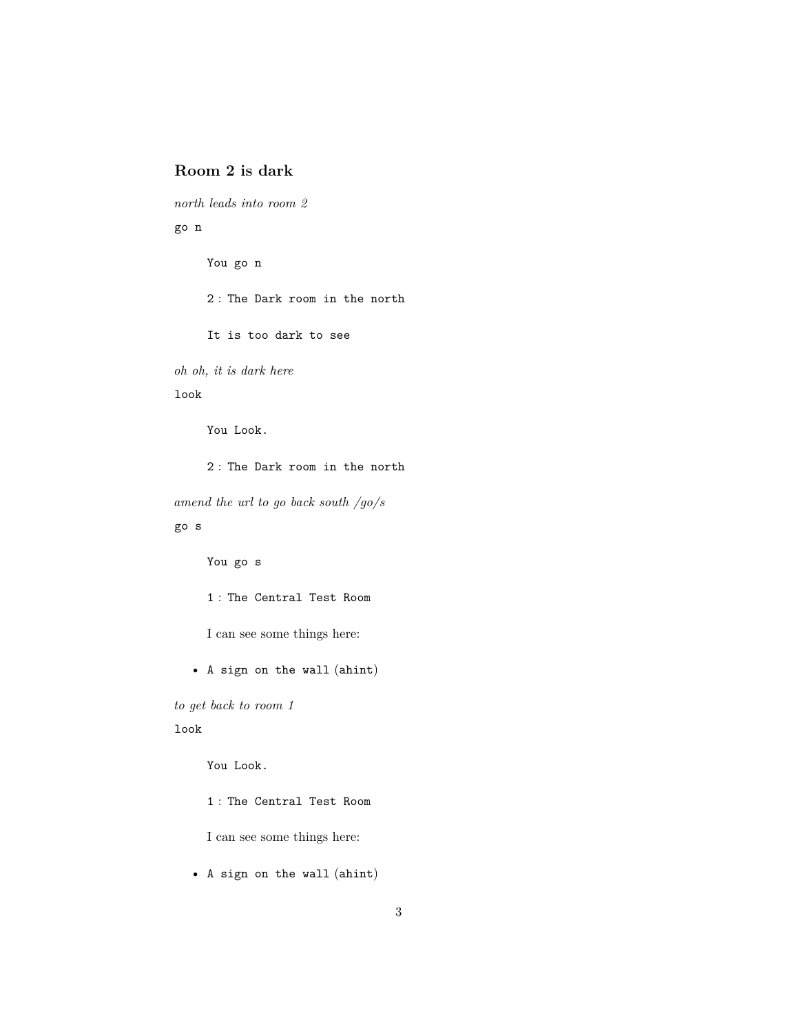### Room 2 is dark

*north leads into room 2*

`go n`

> `You go n`
>
> `2 : The Dark room in the north`
>
> `It is too dark to see`

*oh oh, it is dark here*

`look`

> `You Look.`
>
> `2 : The Dark room in the north`

*amend the url to go back south /go/s*

`go s`

> `You go s`
>
> `1 : The Central Test Room`
>
> I can see some things here:

- `A sign on the wall` (`ahint`)

*to get back to room 1*

`look`

> `You Look.`
>
> `1 : The Central Test Room`
>
> I can see some things here:

- `A sign on the wall` (`ahint`)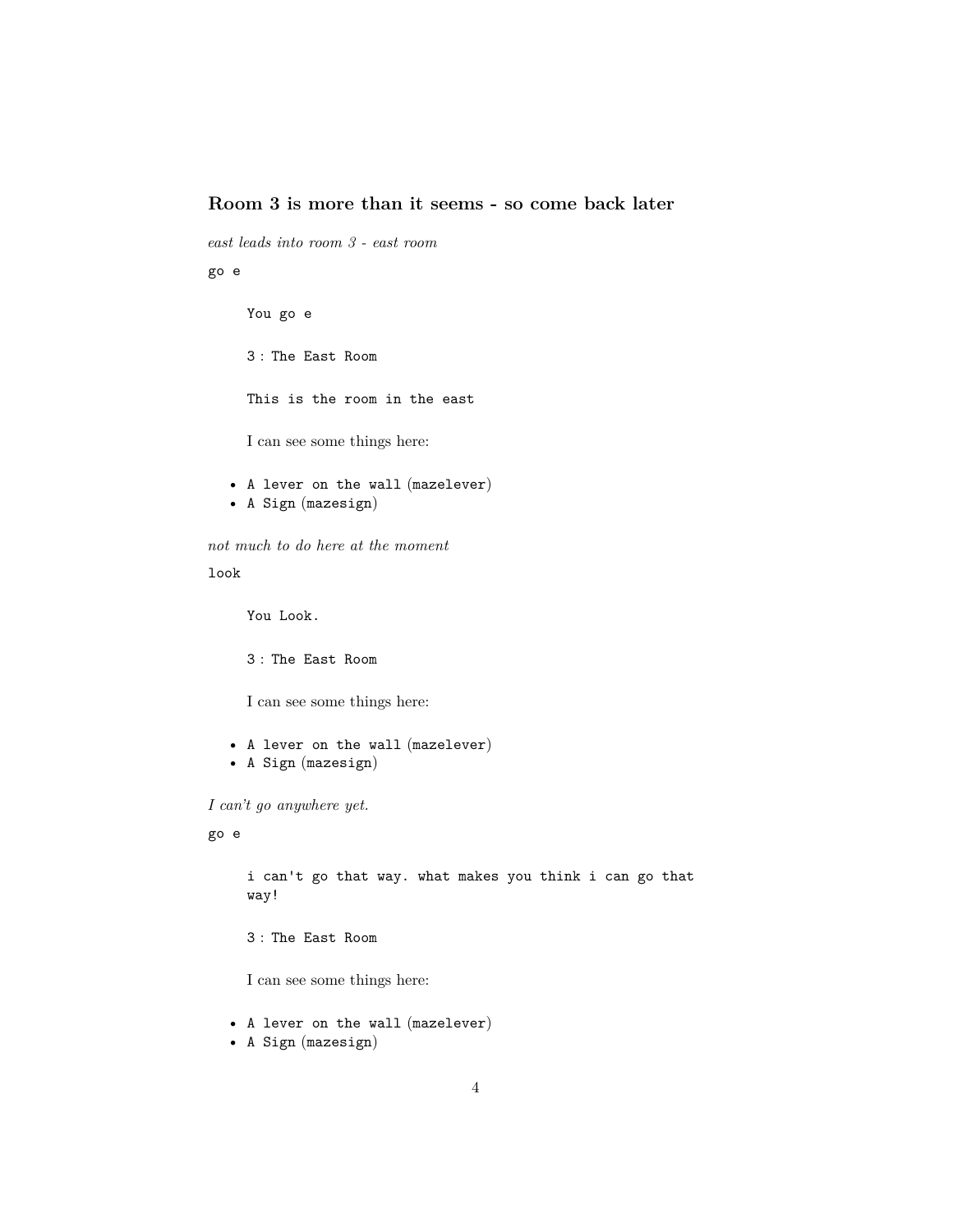### Room 3 is more than it seems - so come back later

*east leads into room 3 - east room*

`go e`

> `You go e`
>
> `3 : The East Room`
>
> `This is the room in the east`
>
> I can see some things here:

- `A lever on the wall` (`mazelever`)
- `A Sign` (`mazesign`)

*not much to do here at the moment*

`look`

> `You Look.`
>
> `3 : The East Room`
>
> I can see some things here:

- `A lever on the wall` (`mazelever`)
- `A Sign` (`mazesign`)

*I can't go anywhere yet.*

`go e`

> `i can't go that way. what makes you think i can go that way!`
>
> `3 : The East Room`
>
> I can see some things here:

- `A lever on the wall` (`mazelever`)
- `A Sign` (`mazesign`)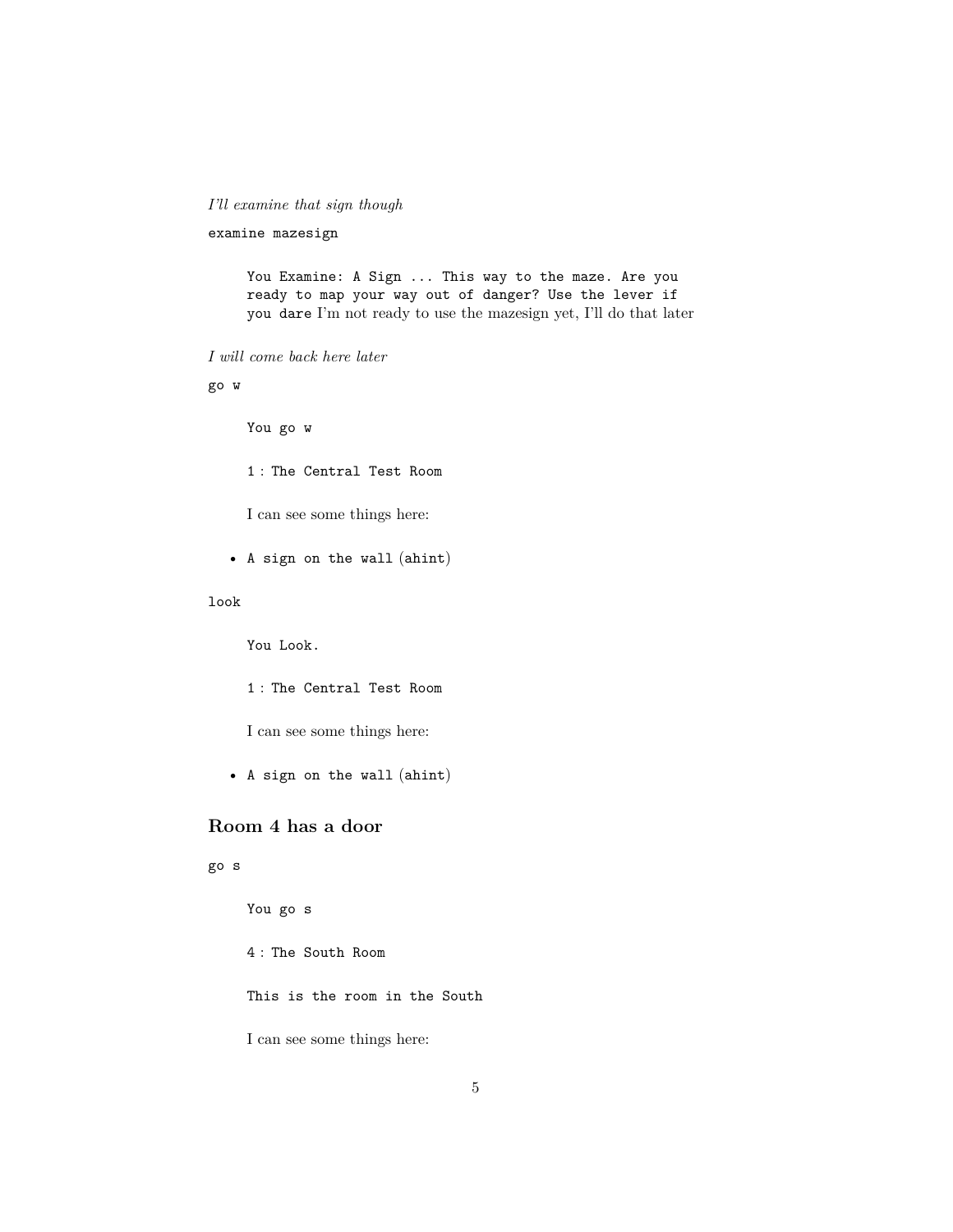*I'll examine that sign though*

`examine mazesign`

> `You Examine: A Sign ... This way to the maze. Are you ready to map your way out of danger? Use the lever if you dare` I'm not ready to use the mazesign yet, I'll do that later

*I will come back here later*

`go w`

> `You go w`
>
> `1 : The Central Test Room`
>
> I can see some things here:

- `A sign on the wall` (`ahint`)

`look`

> `You Look.`
>
> `1 : The Central Test Room`
>
> I can see some things here:

- `A sign on the wall` (`ahint`)

## Room 4 has a door

`go s`

> `You go s`
>
> `4 : The South Room`
>
> `This is the room in the South`
>
> I can see some things here: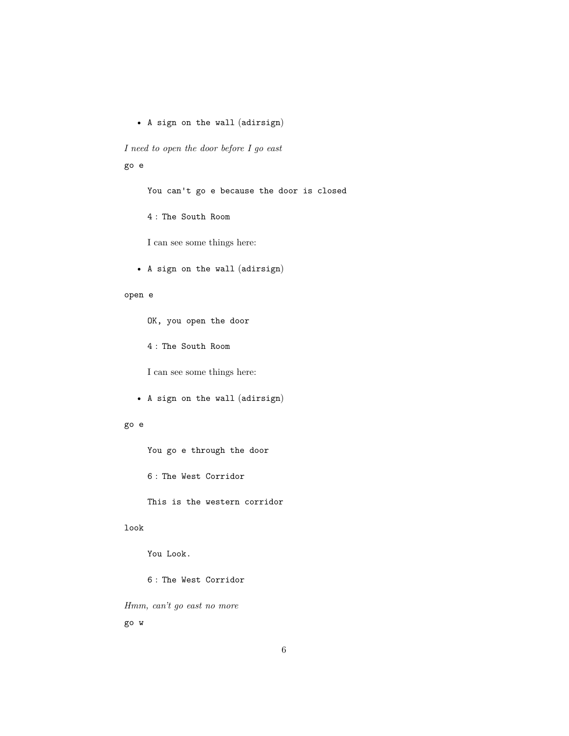- `A sign on the wall (adirsign)`

*I need to open the door before I go east*

`go e`

> `You can't go e because the door is closed`
>
> `4 : The South Room`
>
> I can see some things here:

- `A sign on the wall (adirsign)`

`open e`

> `OK, you open the door`
>
> `4 : The South Room`
>
> I can see some things here:

- `A sign on the wall (adirsign)`

`go e`

> `You go e through the door`
>
> `6 : The West Corridor`
>
> `This is the western corridor`

`look`

> `You Look.`
>
> `6 : The West Corridor`

*Hmm, can't go east no more*

`go w`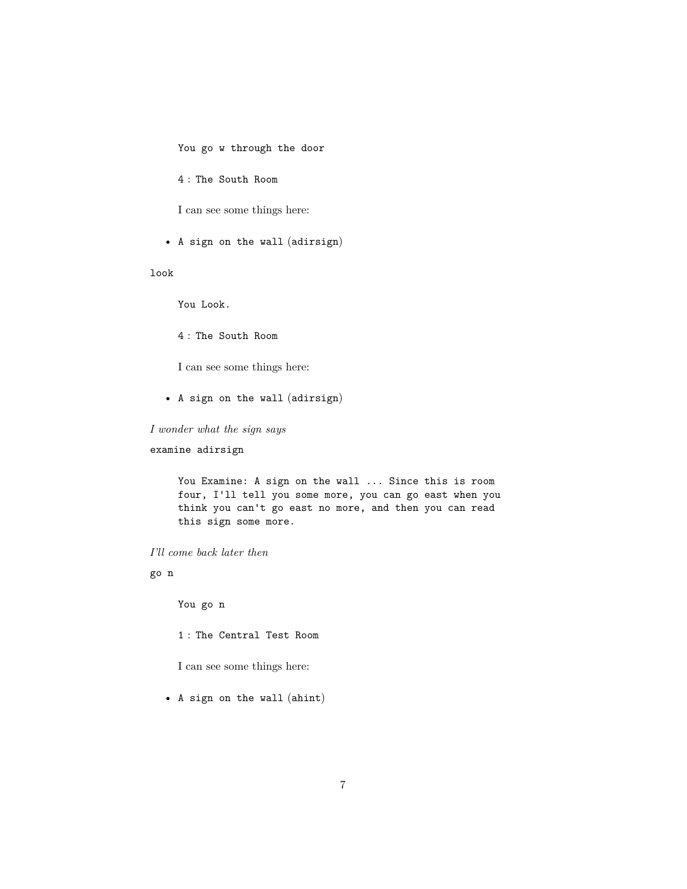> `You go w through the door`
>
> `4 : The South Room`
>
> I can see some things here:
>
> - `A sign on the wall` (adirsign)

`look`

> `You Look.`
>
> `4 : The South Room`
>
> I can see some things here:
>
> - `A sign on the wall` (adirsign)

*I wonder what the sign says*

`examine adirsign`

> ```
> You Examine: A sign on the wall ... Since this is room
> four, I'll tell you some more, you can go east when you
> think you can't go east no more, and then you can read
> this sign some more.
> ```

*I'll come back later then*

`go n`

> `You go n`
>
> `1 : The Central Test Room`
>
> I can see some things here:
>
> - `A sign on the wall` (ahint)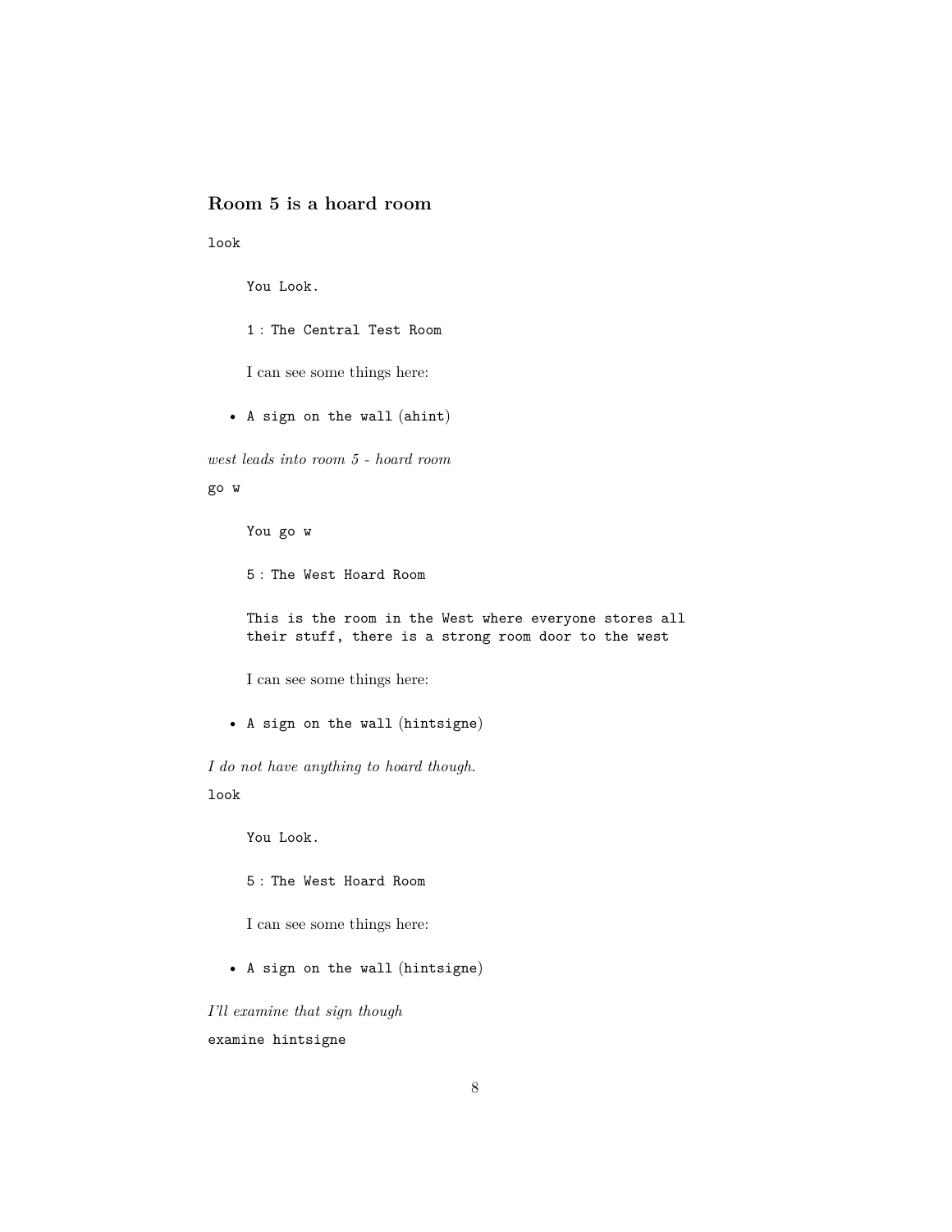### Room 5 is a hoard room

`look`

> `You Look.`
>
> `1 : The Central Test Room`
>
> I can see some things here:
>
> - `A sign on the wall` (`ahint`)

*west leads into room 5 - hoard room*

`go w`

> `You go w`
>
> `5 : The West Hoard Room`
>
> `This is the room in the West where everyone stores all their stuff, there is a strong room door to the west`
>
> I can see some things here:
>
> - `A sign on the wall` (`hintsigne`)

*I do not have anything to hoard though.*

`look`

> `You Look.`
>
> `5 : The West Hoard Room`
>
> I can see some things here:
>
> - `A sign on the wall` (`hintsigne`)

*I'll examine that sign though*

`examine hintsigne`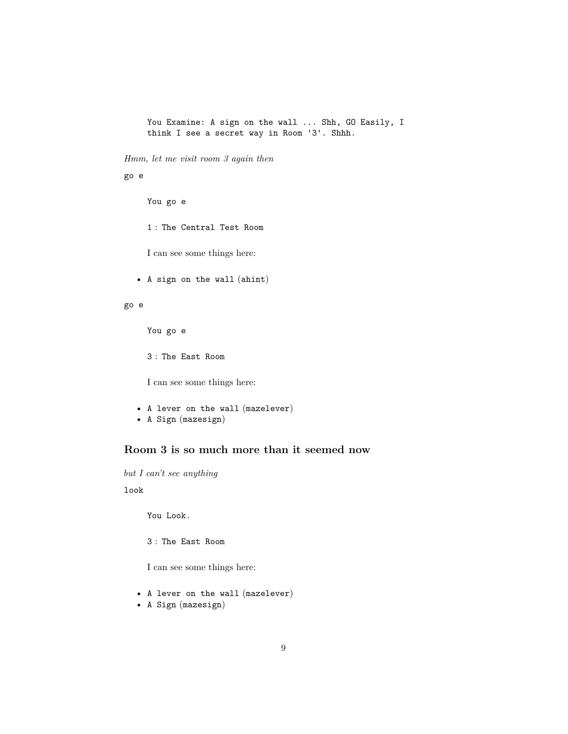```
You Examine: A sign on the wall ... Shh, GO Easily, I
think I see a secret way in Room '3'. Shhh.
```

*Hmm, let me visit room 3 again then*

```
go e
```

> `You go e`
>
> `1 : The Central Test Room`
>
> I can see some things here:

- `A sign on the wall` (ahint)

```
go e
```

> `You go e`
>
> `3 : The East Room`
>
> I can see some things here:

- `A lever on the wall` (mazelever)
- `A Sign` (mazesign)

### Room 3 is so much more than it seemed now

*but I can't see anything*

```
look
```

> `You Look.`
>
> `3 : The East Room`
>
> I can see some things here:

- `A lever on the wall` (mazelever)
- `A Sign` (mazesign)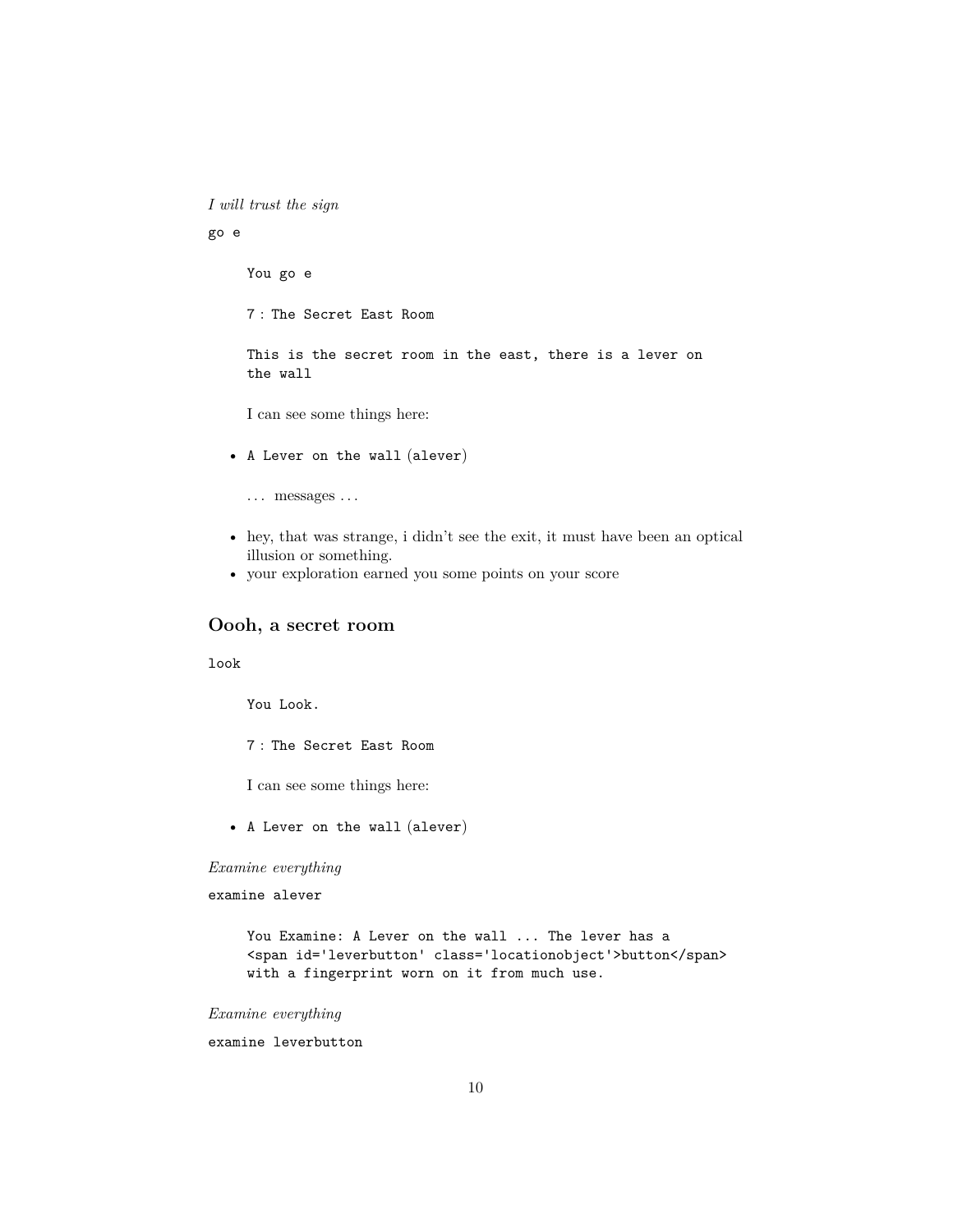*I will trust the sign*

`go e`

> You go e
>
> 7 : The Secret East Room
>
> This is the secret room in the east, there is a lever on the wall
>
> I can see some things here:

- `A Lever on the wall` (`alever`)

> ... messages ...

- hey, that was strange, i didn't see the exit, it must have been an optical illusion or something.
- your exploration earned you some points on your score

## Oooh, a secret room

`look`

> You Look.
>
> 7 : The Secret East Room
>
> I can see some things here:

- `A Lever on the wall` (`alever`)

*Examine everything*

`examine alever`

```
You Examine: A Lever on the wall ... The lever has a
<span id='leverbutton' class='locationobject'>button</span>
with a fingerprint worn on it from much use.
```

*Examine everything*

`examine leverbutton`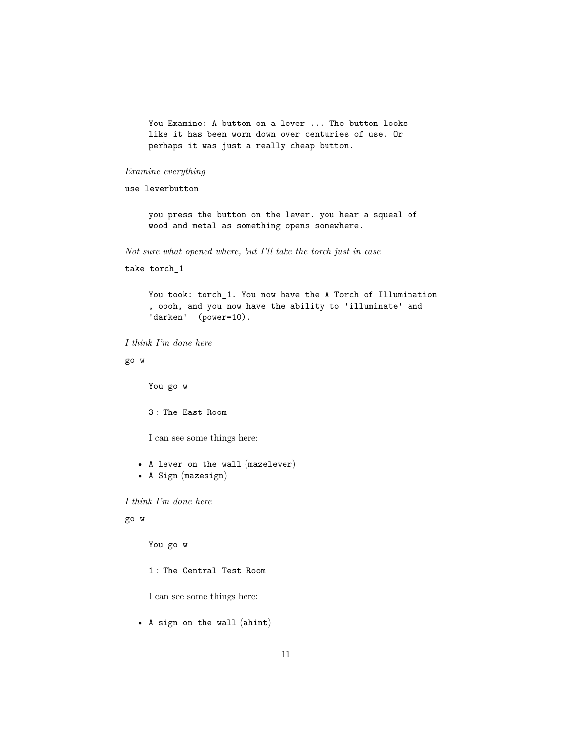> You Examine: A button on a lever ... The button looks like it has been worn down over centuries of use. Or perhaps it was just a really cheap button.

*Examine everything*

```
use leverbutton
```

> you press the button on the lever. you hear a squeal of wood and metal as something opens somewhere.

*Not sure what opened where, but I'll take the torch just in case*

```
take torch_1
```

> You took: torch_1. You now have the A Torch of Illumination , oooh, and you now have the ability to 'illuminate' and 'darken' (power=10).

*I think I'm done here*

```
go w
```

> You go w
>
> 3 : The East Room
>
> I can see some things here:

- A lever on the wall (mazelever)
- A Sign (mazesign)

*I think I'm done here*

```
go w
```

> You go w
>
> 1 : The Central Test Room
>
> I can see some things here:

- A sign on the wall (ahint)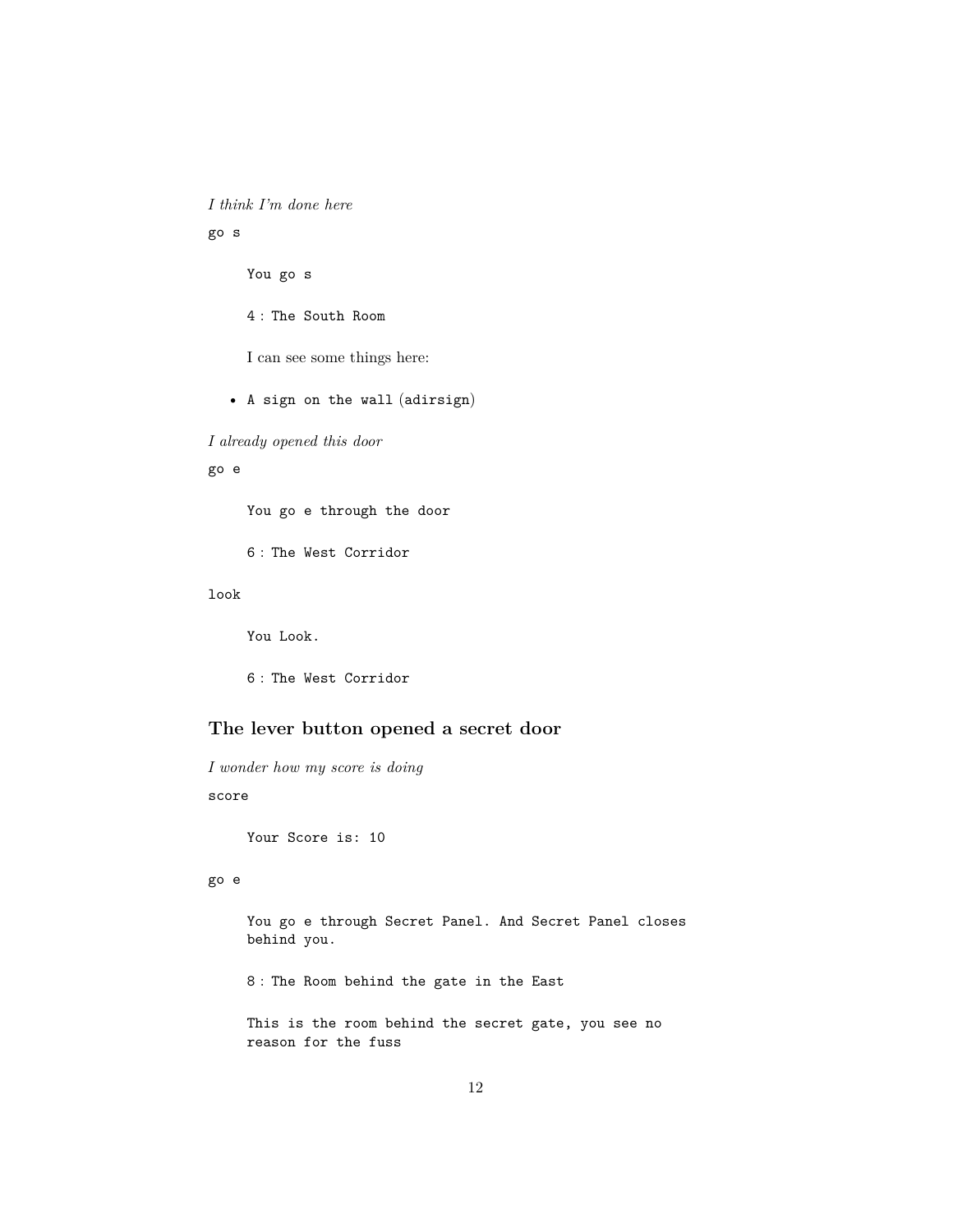*I think I'm done here*

`go s`

> `You go s`
>
> `4 : The South Room`
>
> I can see some things here:

- `A sign on the wall` (`adirsign`)

*I already opened this door*

`go e`

> `You go e through the door`
>
> `6 : The West Corridor`

`look`

> `You Look.`
>
> `6 : The West Corridor`

### The lever button opened a secret door

*I wonder how my score is doing*

`score`

> `Your Score is: 10`

`go e`

> `You go e through Secret Panel. And Secret Panel closes behind you.`
>
> `8 : The Room behind the gate in the East`
>
> `This is the room behind the secret gate, you see no reason for the fuss`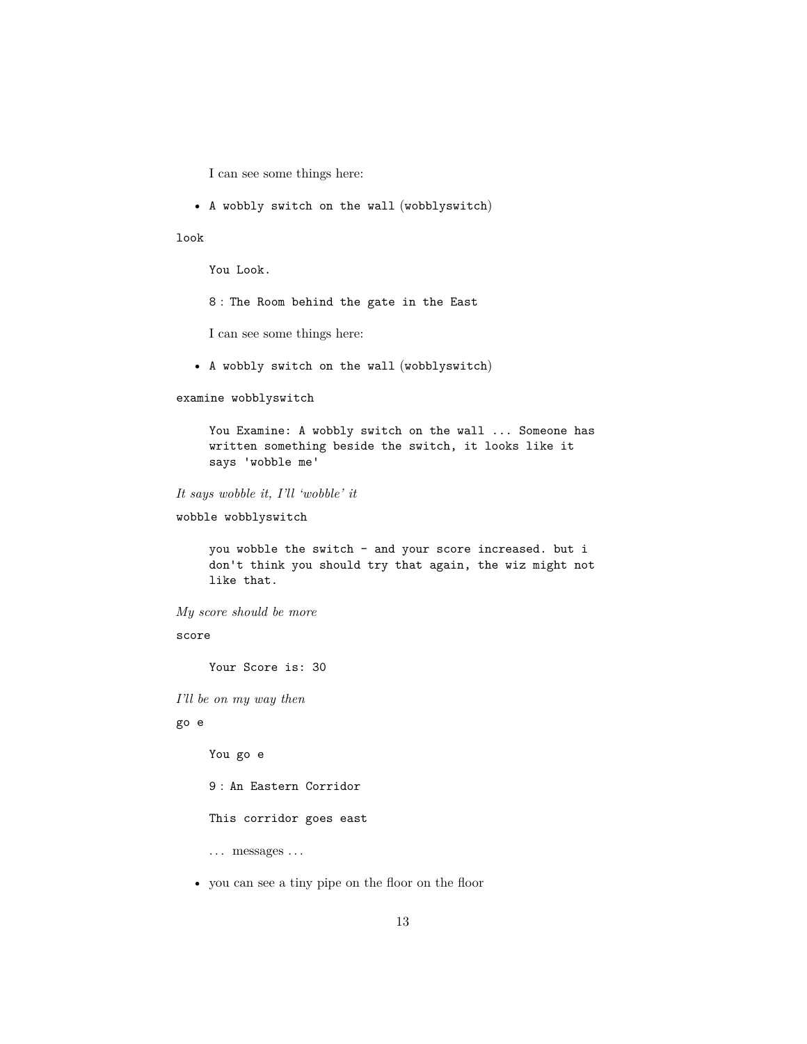> I can see some things here:
>
> - `A wobbly switch on the wall` (wobblyswitch)

`look`

> `You Look.`
>
> `8` : `The Room behind the gate in the East`
>
> I can see some things here:
>
> - `A wobbly switch on the wall` (wobblyswitch)

`examine wobblyswitch`

> `You Examine: A wobbly switch on the wall ... Someone has written something beside the switch, it looks like it says 'wobble me'`

*It says wobble it, I'll 'wobble' it*

`wobble wobblyswitch`

> `you wobble the switch - and your score increased. but i don't think you should try that again, the wiz might not like that.`

*My score should be more*

`score`

> `Your Score is: 30`

*I'll be on my way then*

`go e`

> `You go e`
>
> `9` : `An Eastern Corridor`
>
> `This corridor goes east`
>
> ... messages ...
>
> - you can see a tiny pipe on the floor on the floor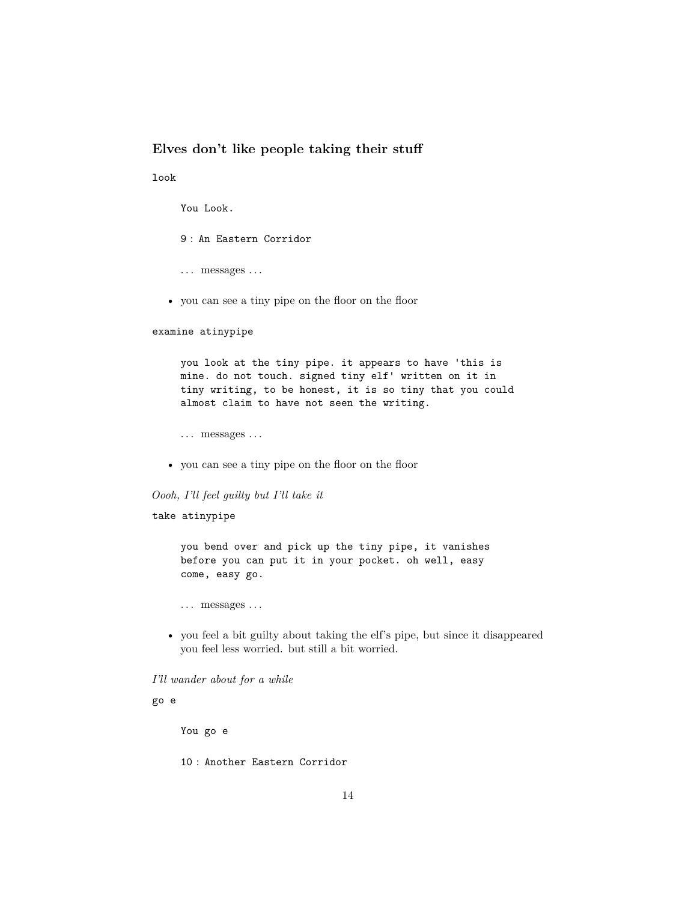### Elves don't like people taking their stuff

`look`

> `You Look.`
>
> `9 : An Eastern Corridor`
>
> ... messages ...
>
> - you can see a tiny pipe on the floor on the floor

`examine atinypipe`

> ```
> you look at the tiny pipe. it appears to have 'this is
> mine. do not touch. signed tiny elf' written on it in
> tiny writing, to be honest, it is so tiny that you could
> almost claim to have not seen the writing.
> ```
>
> ... messages ...
>
> - you can see a tiny pipe on the floor on the floor

*Oooh, I'll feel guilty but I'll take it*

`take atinypipe`

> ```
> you bend over and pick up the tiny pipe, it vanishes
> before you can put it in your pocket. oh well, easy
> come, easy go.
> ```
>
> ... messages ...
>
> - you feel a bit guilty about taking the elf's pipe, but since it disappeared you feel less worried. but still a bit worried.

*I'll wander about for a while*

`go e`

> `You go e`
>
> `10 : Another Eastern Corridor`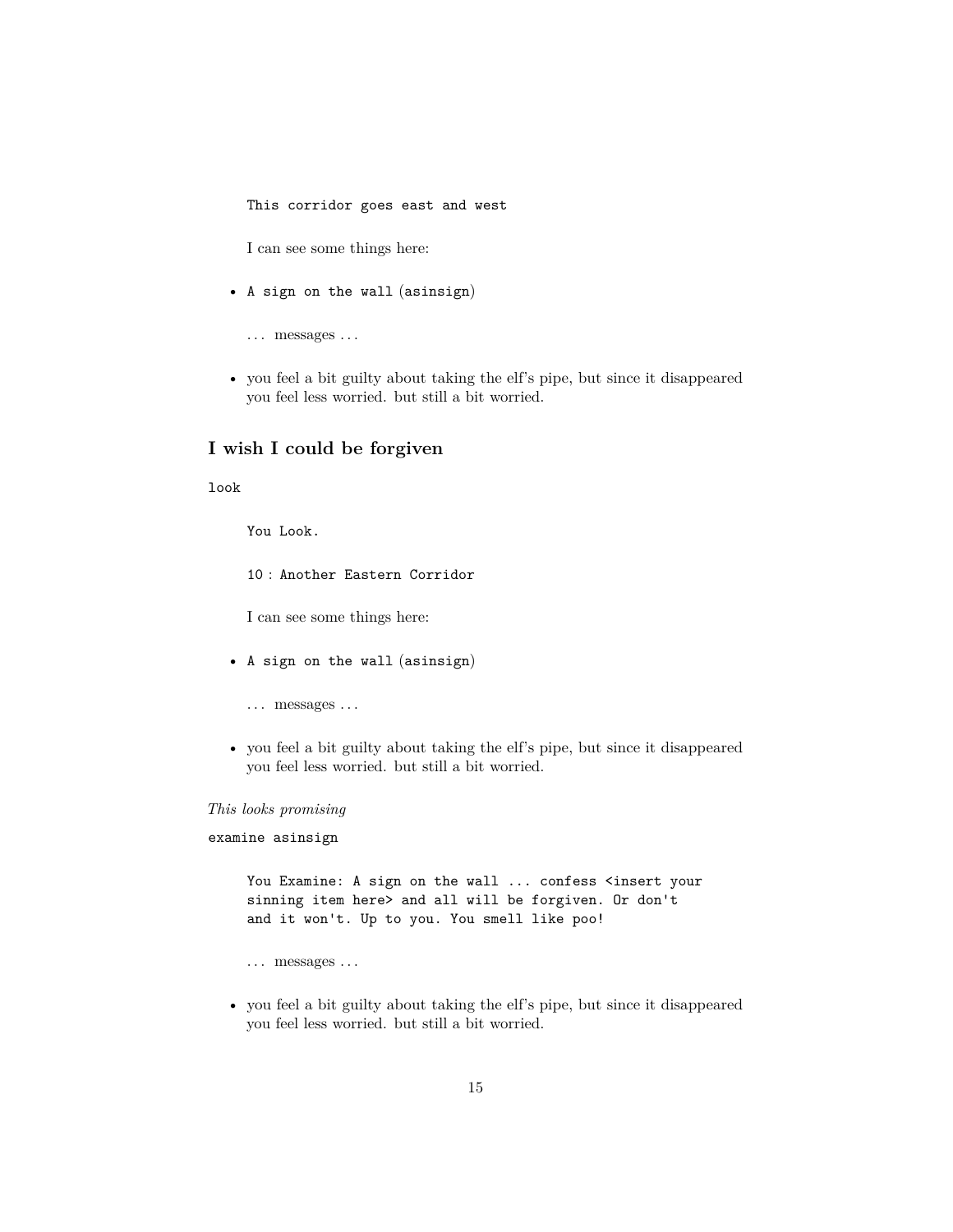> `This corridor goes east and west`
>
> I can see some things here:
>
> - `A sign on the wall` (`asinsign`)
>
> ... messages ...
>
> - you feel a bit guilty about taking the elf's pipe, but since it disappeared you feel less worried. but still a bit worried.

## I wish I could be forgiven

`look`

> `You Look.`
>
> `10 : Another Eastern Corridor`
>
> I can see some things here:
>
> - `A sign on the wall` (`asinsign`)
>
> ... messages ...
>
> - you feel a bit guilty about taking the elf's pipe, but since it disappeared you feel less worried. but still a bit worried.

*This looks promising*

`examine asinsign`

> ```
> You Examine: A sign on the wall ... confess <insert your
> sinning item here> and all will be forgiven. Or don't
> and it won't. Up to you. You smell like poo!
> ```
>
> ... messages ...
>
> - you feel a bit guilty about taking the elf's pipe, but since it disappeared you feel less worried. but still a bit worried.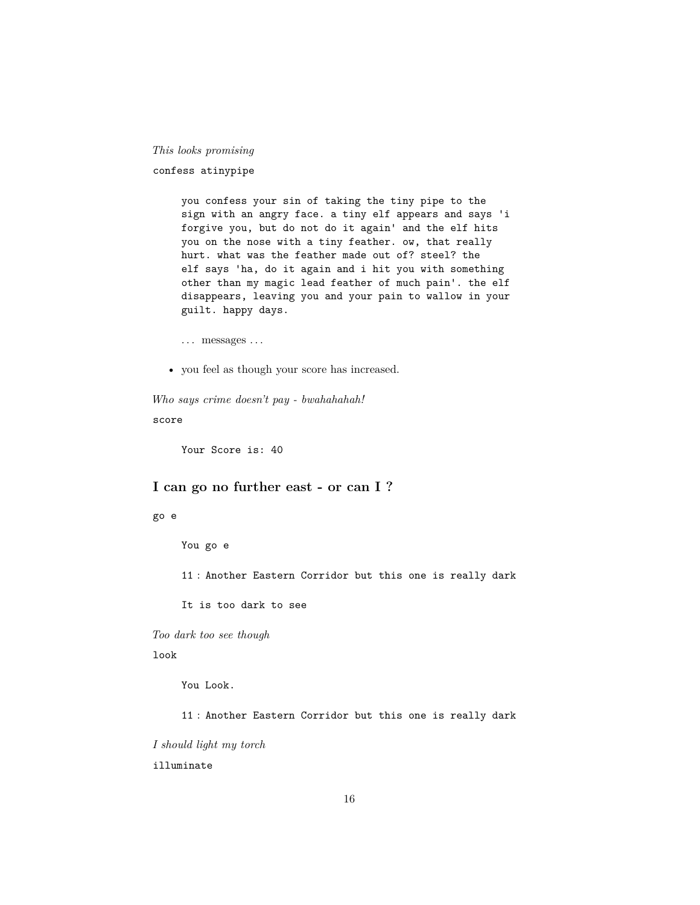*This looks promising*

```
confess atinypipe
```

```
you confess your sin of taking the tiny pipe to the
sign with an angry face. a tiny elf appears and says 'i
forgive you, but do not do it again' and the elf hits
you on the nose with a tiny feather. ow, that really
hurt. what was the feather made out of? steel? the
elf says 'ha, do it again and i hit you with something
other than my magic lead feather of much pain'. the elf
disappears, leaving you and your pain to wallow in your
guilt. happy days.
```

> ... messages ...
>
> - you feel as though your score has increased.

*Who says crime doesn't pay - bwahahahah!*

```
score
```

```
Your Score is: 40
```

### I can go no further east - or can I ?

```
go e
```

```
You go e

11 : Another Eastern Corridor but this one is really dark

It is too dark to see
```

*Too dark too see though*

```
look
```

```
You Look.

11 : Another Eastern Corridor but this one is really dark
```

*I should light my torch*

```
illuminate
```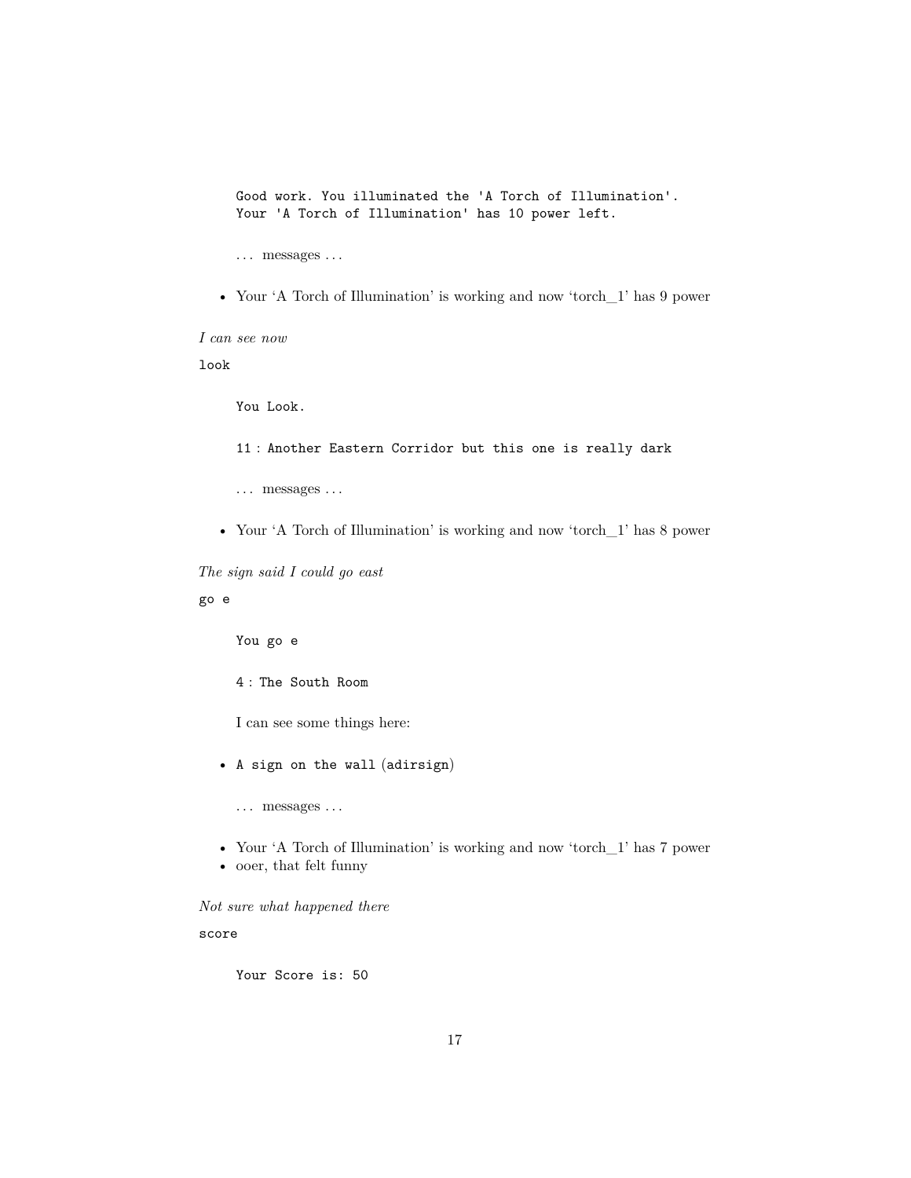```
Good work. You illuminated the 'A Torch of Illumination'.
Your 'A Torch of Illumination' has 10 power left.
```

... messages ...

- Your 'A Torch of Illumination' is working and now 'torch_1' has 9 power

*I can see now*

`look`

```
You Look.
```

`11` : `Another Eastern Corridor but this one is really dark`

... messages ...

- Your 'A Torch of Illumination' is working and now 'torch_1' has 8 power

*The sign said I could go east*

`go e`

```
You go e
```

`4` : `The South Room`

I can see some things here:

- `A sign on the wall` (`adirsign`)

... messages ...

- Your 'A Torch of Illumination' is working and now 'torch_1' has 7 power
- ooer, that felt funny

*Not sure what happened there*

`score`

```
Your Score is: 50
```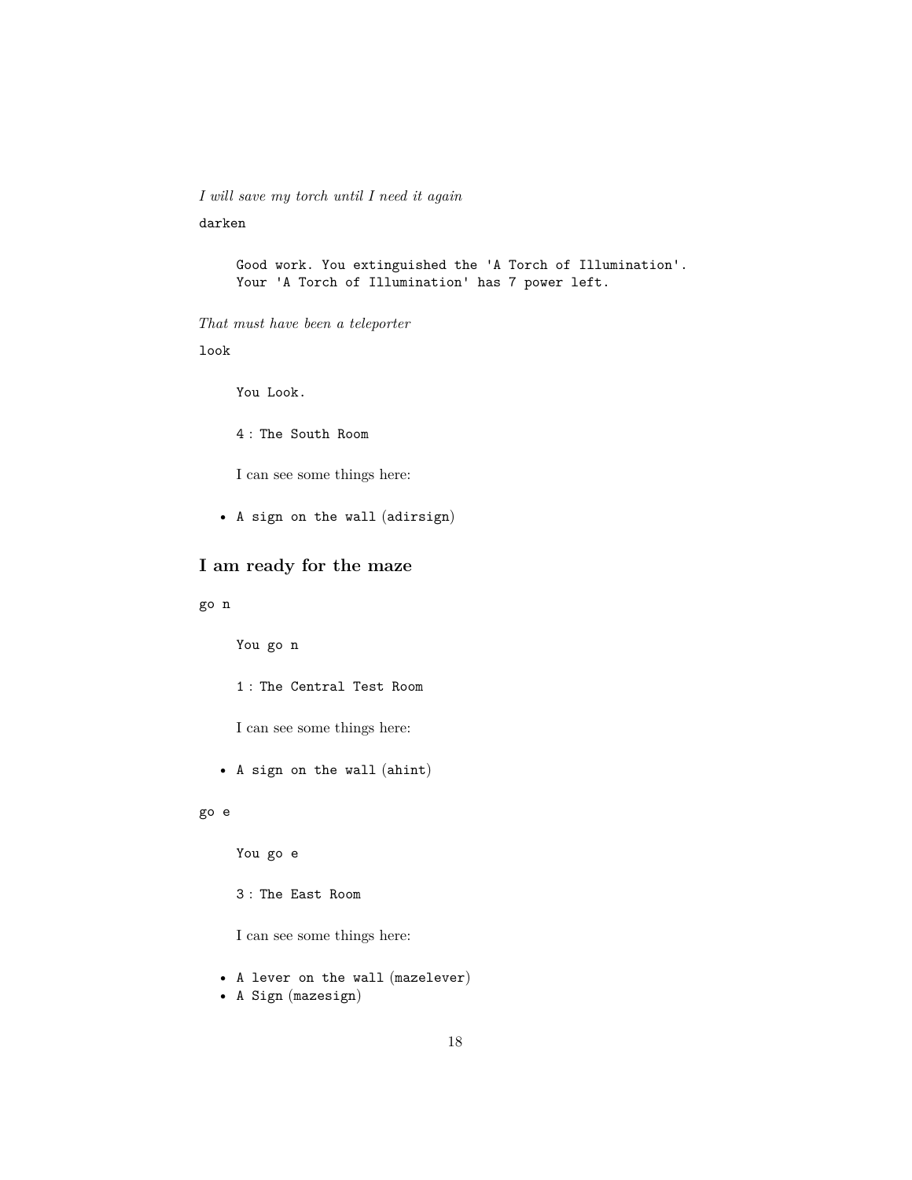*I will save my torch until I need it again*

```
darken
```

```
Good work. You extinguished the 'A Torch of Illumination'.
Your 'A Torch of Illumination' has 7 power left.
```

*That must have been a teleporter*

```
look
```

```
You Look.
```

```
4 : The South Room
```

I can see some things here:

- `A sign on the wall` (adirsign)

## I am ready for the maze

```
go n
```

```
You go n
```

```
1 : The Central Test Room
```

I can see some things here:

- `A sign on the wall` (ahint)

```
go e
```

```
You go e
```

```
3 : The East Room
```

I can see some things here:

- `A lever on the wall` (mazelever)
- `A Sign` (mazesign)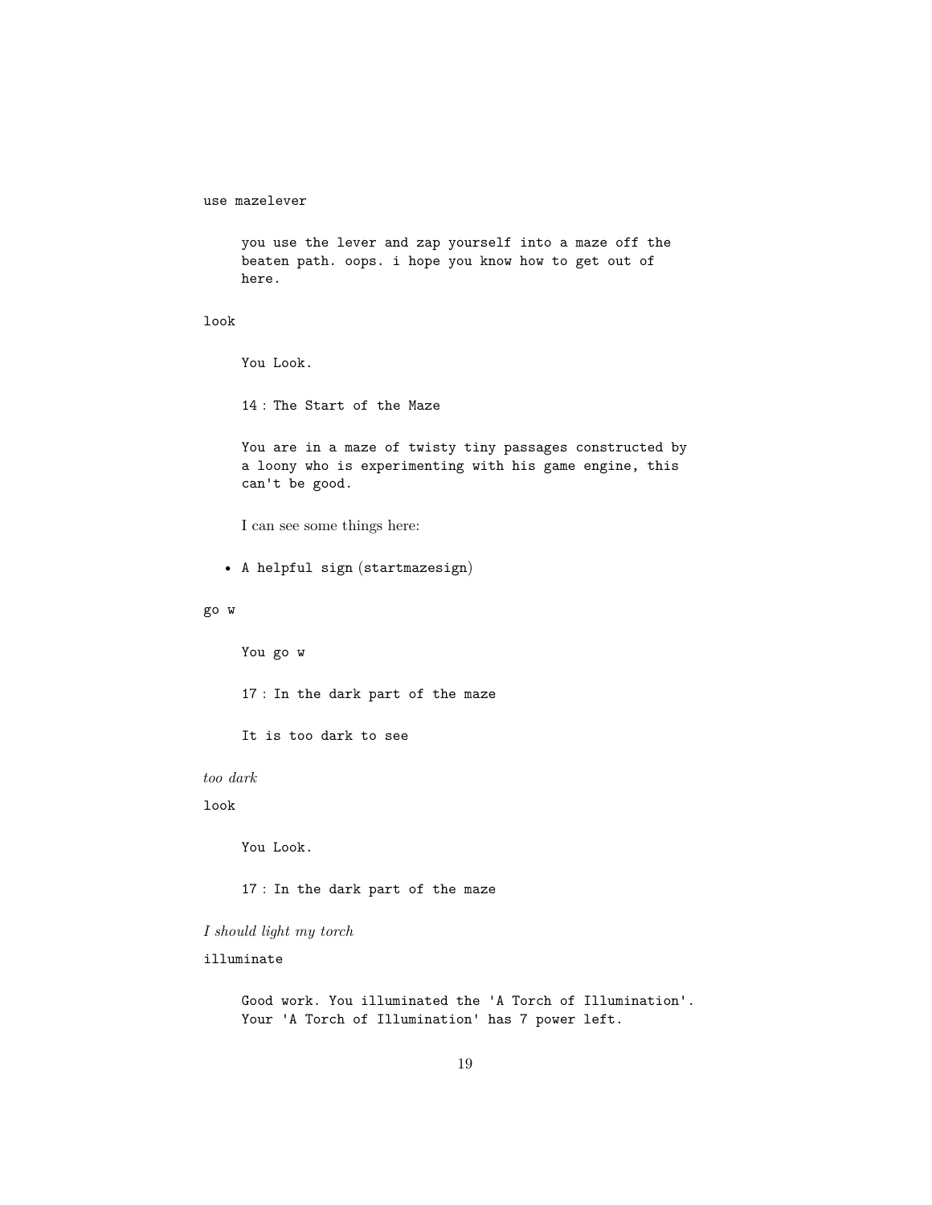`use mazelever`

> `you use the lever and zap yourself into a maze off the beaten path. oops. i hope you know how to get out of here.`

`look`

> `You Look.`
>
> `14 : The Start of the Maze`
>
> `You are in a maze of twisty tiny passages constructed by a loony who is experimenting with his game engine, this can't be good.`
>
> I can see some things here:

- `A helpful sign` (`startmazesign`)

`go w`

> `You go w`
>
> `17 : In the dark part of the maze`
>
> `It is too dark to see`

*too dark*

`look`

> `You Look.`
>
> `17 : In the dark part of the maze`

*I should light my torch*

`illuminate`

> `Good work. You illuminated the 'A Torch of Illumination'. Your 'A Torch of Illumination' has 7 power left.`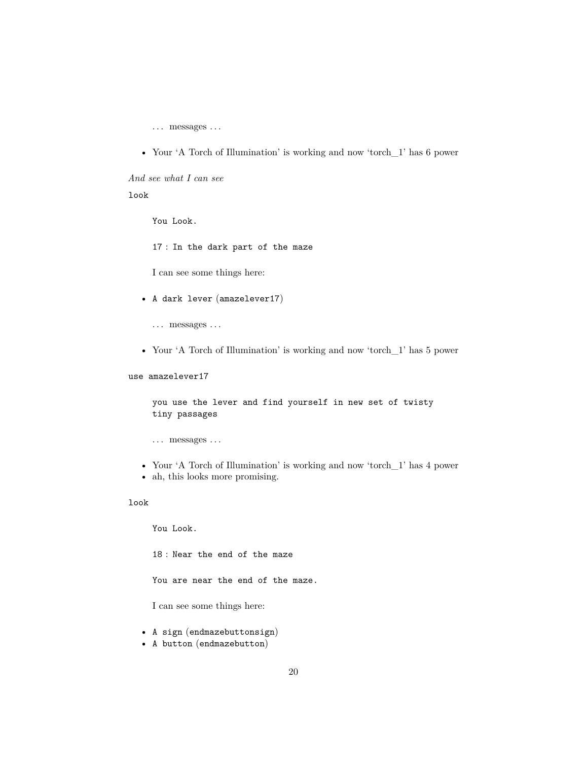… messages …

- Your ‘A Torch of Illumination’ is working and now ‘torch_1’ has 6 power

*And see what I can see*

```
look
```

`You Look.`

`17 : In the dark part of the maze`

I can see some things here:

- `A dark lever` (`amazelever17`)

… messages …

- Your ‘A Torch of Illumination’ is working and now ‘torch_1’ has 5 power

```
use amazelever17
```

```
you use the lever and find yourself in new set of twisty
tiny passages
```

… messages …

- Your ‘A Torch of Illumination’ is working and now ‘torch_1’ has 4 power
- ah, this looks more promising.

```
look
```

`You Look.`

`18 : Near the end of the maze`

`You are near the end of the maze.`

I can see some things here:

- `A sign` (`endmazebuttonsign`)
- `A button` (`endmazebutton`)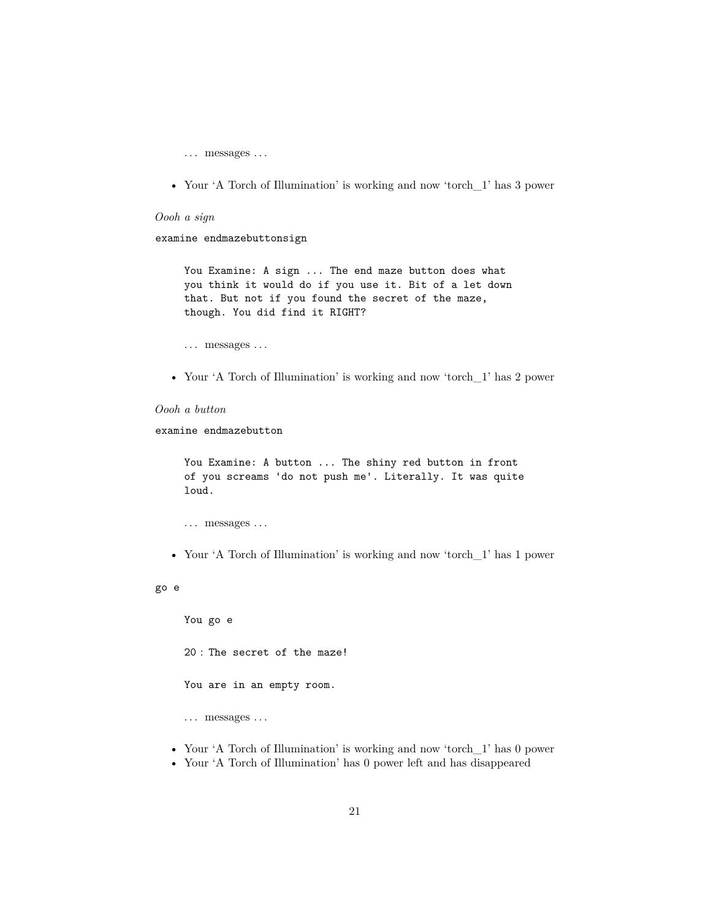... messages ...

- Your 'A Torch of Illumination' is working and now 'torch_1' has 3 power

*Oooh a sign*

```
examine endmazebuttonsign
```

```
You Examine: A sign ... The end maze button does what
you think it would do if you use it. Bit of a let down
that. But not if you found the secret of the maze,
though. You did find it RIGHT?
```

... messages ...

- Your 'A Torch of Illumination' is working and now 'torch_1' has 2 power

*Oooh a button*

```
examine endmazebutton
```

```
You Examine: A button ... The shiny red button in front
of you screams 'do not push me'. Literally. It was quite
loud.
```

... messages ...

- Your 'A Torch of Illumination' is working and now 'torch_1' has 1 power

```
go e
```

```
You go e

20 : The secret of the maze!

You are in an empty room.
```

... messages ...

- Your 'A Torch of Illumination' is working and now 'torch_1' has 0 power
- Your 'A Torch of Illumination' has 0 power left and has disappeared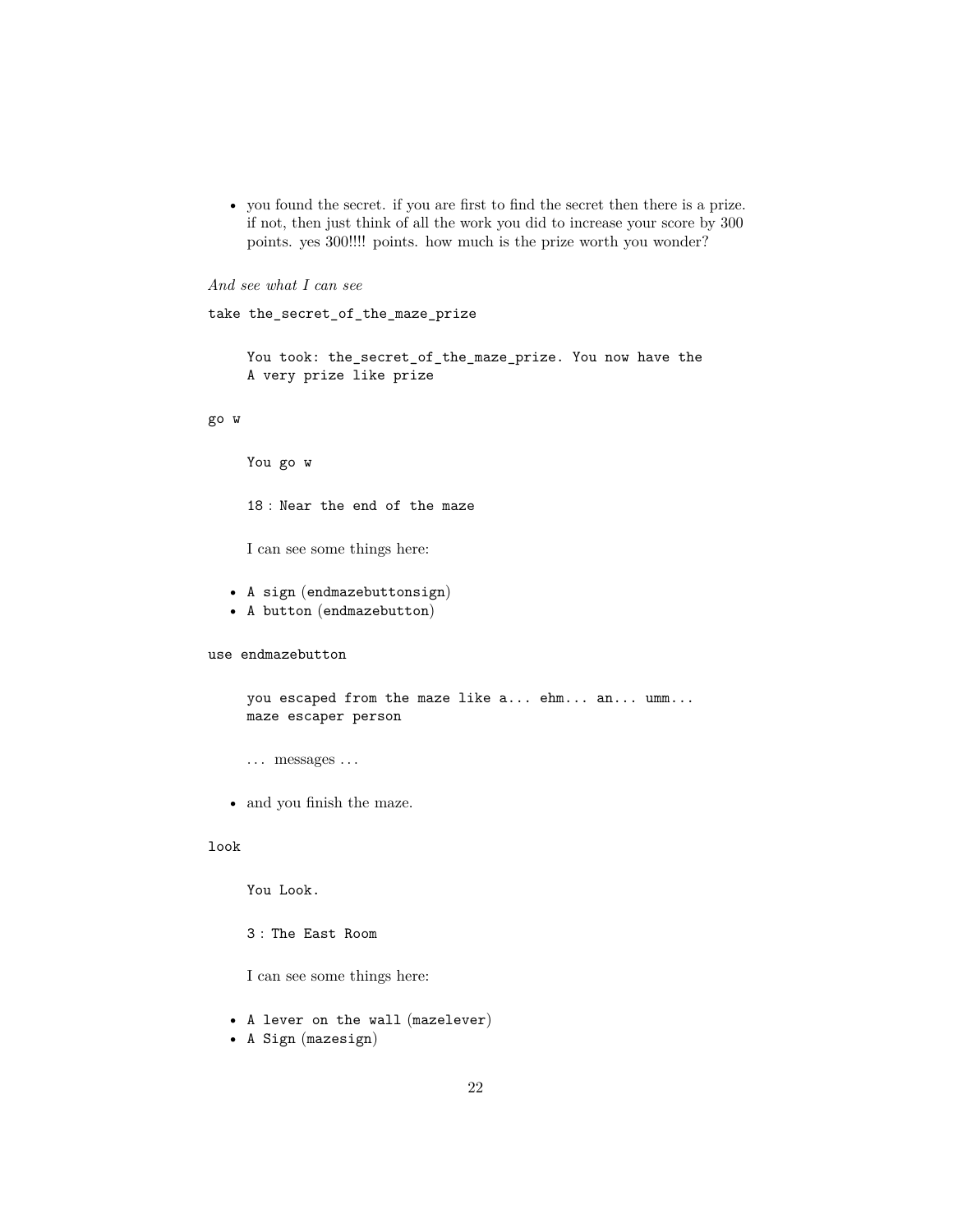- you found the secret. if you are first to find the secret then there is a prize. if not, then just think of all the work you did to increase your score by 300 points. yes 300!!!! points. how much is the prize worth you wonder?

*And see what I can see*

```
take the_secret_of_the_maze_prize
```

```
You took: the_secret_of_the_maze_prize. You now have the
A very prize like prize
```

```
go w
```

```
You go w
```

```
18 : Near the end of the maze
```

I can see some things here:

- `A sign` (`endmazebuttonsign`)
- `A button` (`endmazebutton`)

```
use endmazebutton
```

```
you escaped from the maze like a... ehm... an... umm...
maze escaper person
```

… messages …

- and you finish the maze.

```
look
```

```
You Look.
```

```
3 : The East Room
```

I can see some things here:

- `A lever on the wall` (`mazelever`)
- `A Sign` (`mazesign`)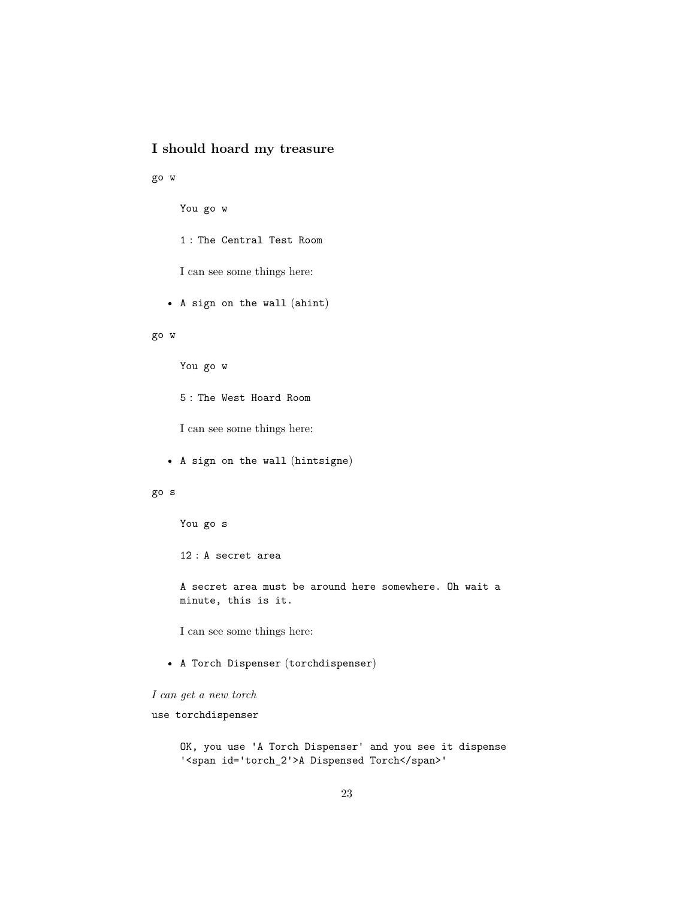### I should hoard my treasure

`go w`

> `You go w`
>
> `1 : The Central Test Room`
>
> I can see some things here:

- `A sign on the wall` (`ahint`)

`go w`

> `You go w`
>
> `5 : The West Hoard Room`
>
> I can see some things here:

- `A sign on the wall` (`hintsigne`)

`go s`

> `You go s`
>
> `12 : A secret area`
>
> `A secret area must be around here somewhere. Oh wait a minute, this is it.`
>
> I can see some things here:

- `A Torch Dispenser` (`torchdispenser`)

*I can get a new torch*

`use torchdispenser`

> `OK, you use 'A Torch Dispenser' and you see it dispense '<span id='torch_2'>A Dispensed Torch</span>'`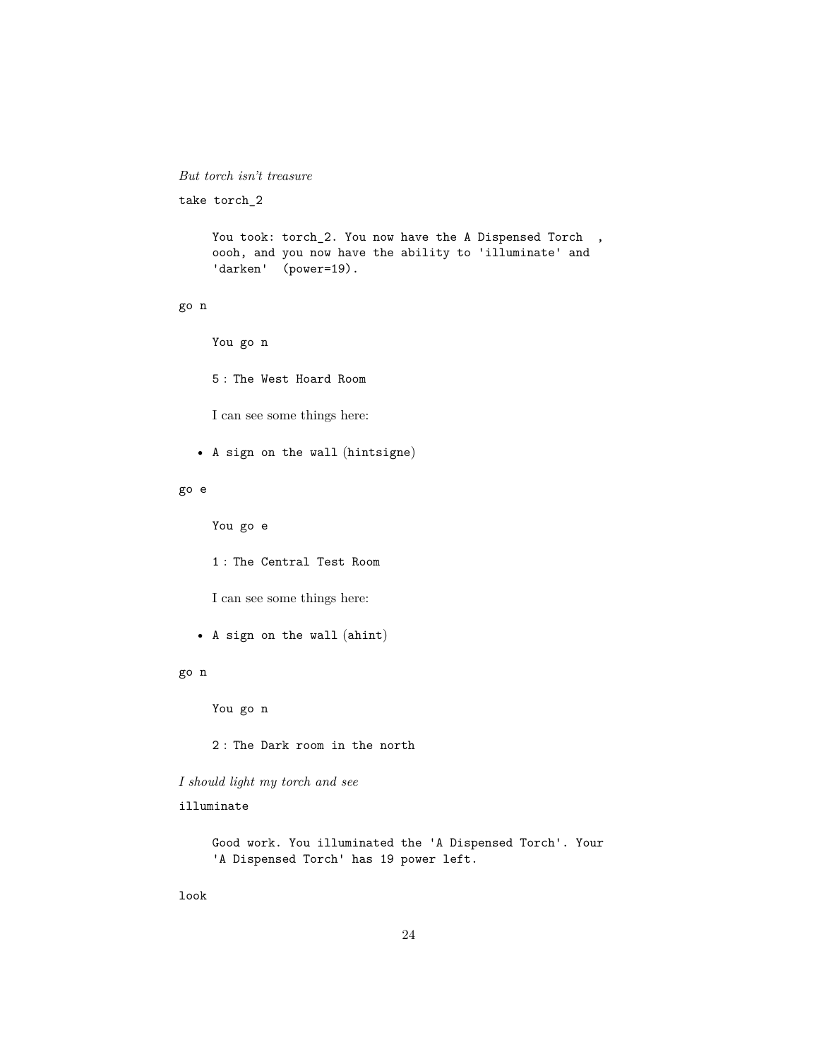*But torch isn't treasure*

```
take torch_2
```

```
You took: torch_2. You now have the A Dispensed Torch  ,
oooh, and you now have the ability to 'illuminate' and
'darken'  (power=19).
```

```
go n
```

```
You go n
```

```
5 : The West Hoard Room
```

I can see some things here:

- `A sign on the wall` (`hintsigne`)

```
go e
```

```
You go e
```

```
1 : The Central Test Room
```

I can see some things here:

- `A sign on the wall` (`ahint`)

```
go n
```

```
You go n
```

```
2 : The Dark room in the north
```

*I should light my torch and see*

```
illuminate
```

```
Good work. You illuminated the 'A Dispensed Torch'. Your
'A Dispensed Torch' has 19 power left.
```

```
look
```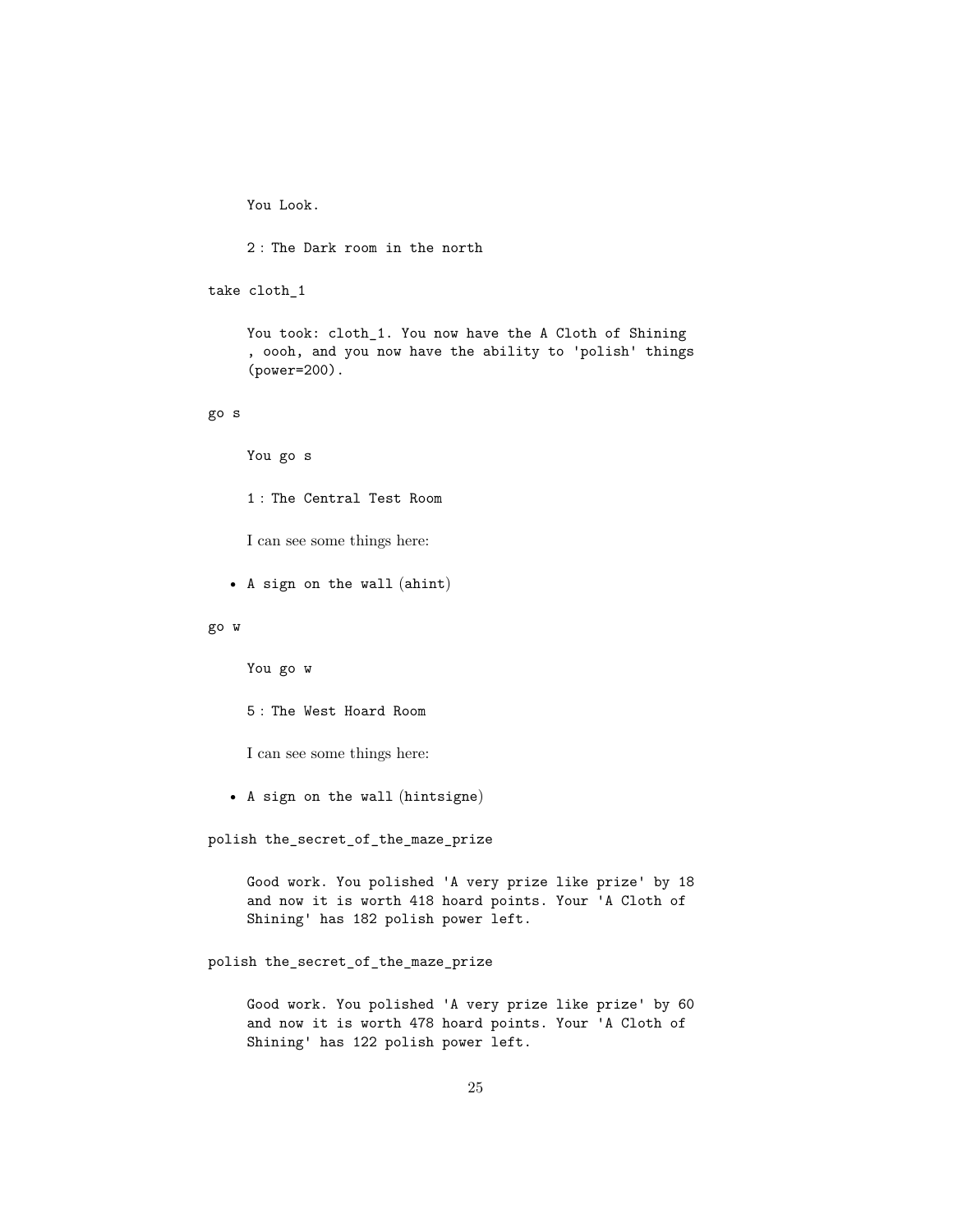You Look.

2 : The Dark room in the north

take cloth_1

You took: cloth_1. You now have the A Cloth of Shining , oooh, and you now have the ability to 'polish' things (power=200).

go s

You go s

1 : The Central Test Room

I can see some things here:

- A sign on the wall (ahint)

go w

You go w

5 : The West Hoard Room

I can see some things here:

- A sign on the wall (hintsigne)

polish the_secret_of_the_maze_prize

Good work. You polished 'A very prize like prize' by 18 and now it is worth 418 hoard points. Your 'A Cloth of Shining' has 182 polish power left.

polish the_secret_of_the_maze_prize

Good work. You polished 'A very prize like prize' by 60 and now it is worth 478 hoard points. Your 'A Cloth of Shining' has 122 polish power left.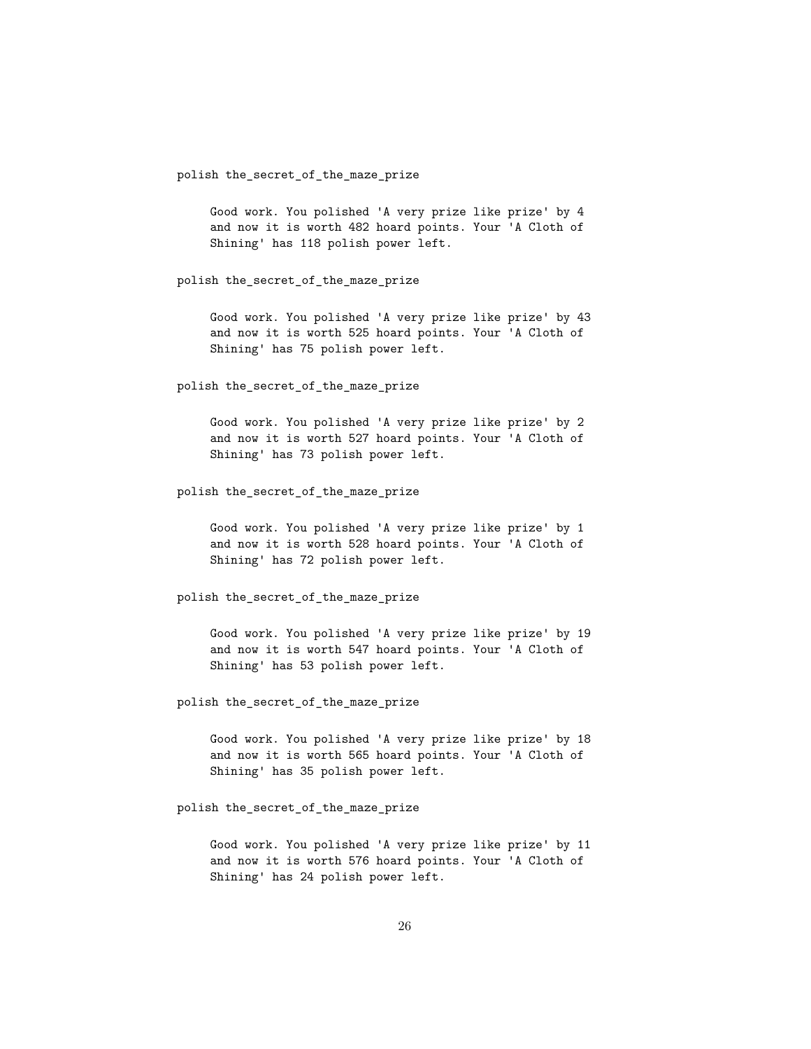```
polish the_secret_of_the_maze_prize

     Good work. You polished 'A very prize like prize' by 4
     and now it is worth 482 hoard points. Your 'A Cloth of
     Shining' has 118 polish power left.

polish the_secret_of_the_maze_prize

     Good work. You polished 'A very prize like prize' by 43
     and now it is worth 525 hoard points. Your 'A Cloth of
     Shining' has 75 polish power left.

polish the_secret_of_the_maze_prize

     Good work. You polished 'A very prize like prize' by 2
     and now it is worth 527 hoard points. Your 'A Cloth of
     Shining' has 73 polish power left.

polish the_secret_of_the_maze_prize

     Good work. You polished 'A very prize like prize' by 1
     and now it is worth 528 hoard points. Your 'A Cloth of
     Shining' has 72 polish power left.

polish the_secret_of_the_maze_prize

     Good work. You polished 'A very prize like prize' by 19
     and now it is worth 547 hoard points. Your 'A Cloth of
     Shining' has 53 polish power left.

polish the_secret_of_the_maze_prize

     Good work. You polished 'A very prize like prize' by 18
     and now it is worth 565 hoard points. Your 'A Cloth of
     Shining' has 35 polish power left.

polish the_secret_of_the_maze_prize

     Good work. You polished 'A very prize like prize' by 11
     and now it is worth 576 hoard points. Your 'A Cloth of
     Shining' has 24 polish power left.
```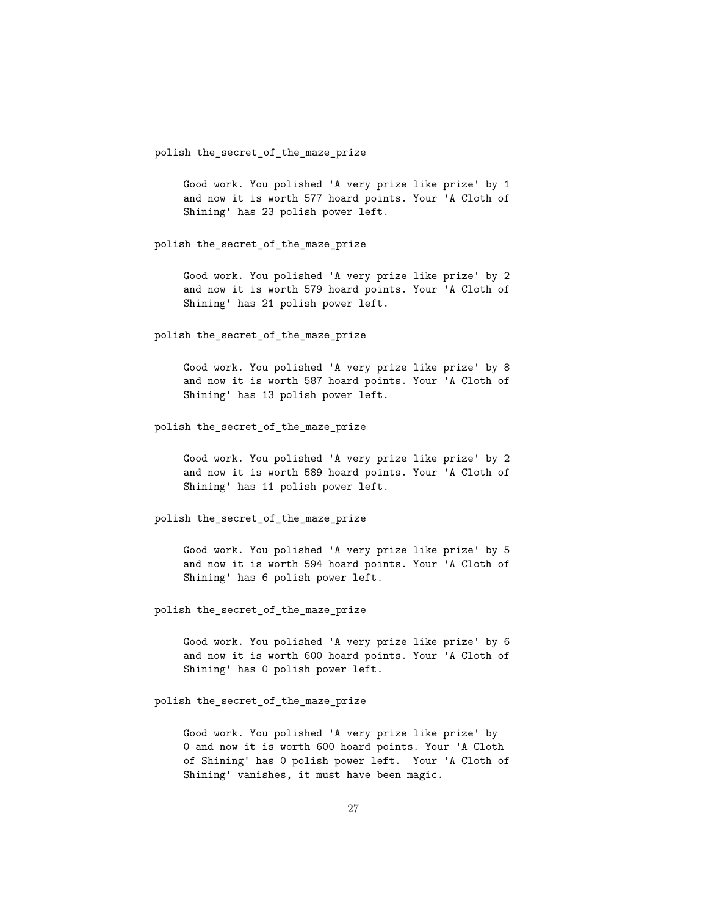```
polish the_secret_of_the_maze_prize
```

Good work. You polished 'A very prize like prize' by 1 and now it is worth 577 hoard points. Your 'A Cloth of Shining' has 23 polish power left.

```
polish the_secret_of_the_maze_prize
```

Good work. You polished 'A very prize like prize' by 2 and now it is worth 579 hoard points. Your 'A Cloth of Shining' has 21 polish power left.

```
polish the_secret_of_the_maze_prize
```

Good work. You polished 'A very prize like prize' by 8 and now it is worth 587 hoard points. Your 'A Cloth of Shining' has 13 polish power left.

```
polish the_secret_of_the_maze_prize
```

Good work. You polished 'A very prize like prize' by 2 and now it is worth 589 hoard points. Your 'A Cloth of Shining' has 11 polish power left.

```
polish the_secret_of_the_maze_prize
```

Good work. You polished 'A very prize like prize' by 5 and now it is worth 594 hoard points. Your 'A Cloth of Shining' has 6 polish power left.

```
polish the_secret_of_the_maze_prize
```

Good work. You polished 'A very prize like prize' by 6 and now it is worth 600 hoard points. Your 'A Cloth of Shining' has 0 polish power left.

```
polish the_secret_of_the_maze_prize
```

Good work. You polished 'A very prize like prize' by 0 and now it is worth 600 hoard points. Your 'A Cloth of Shining' has 0 polish power left. Your 'A Cloth of Shining' vanishes, it must have been magic.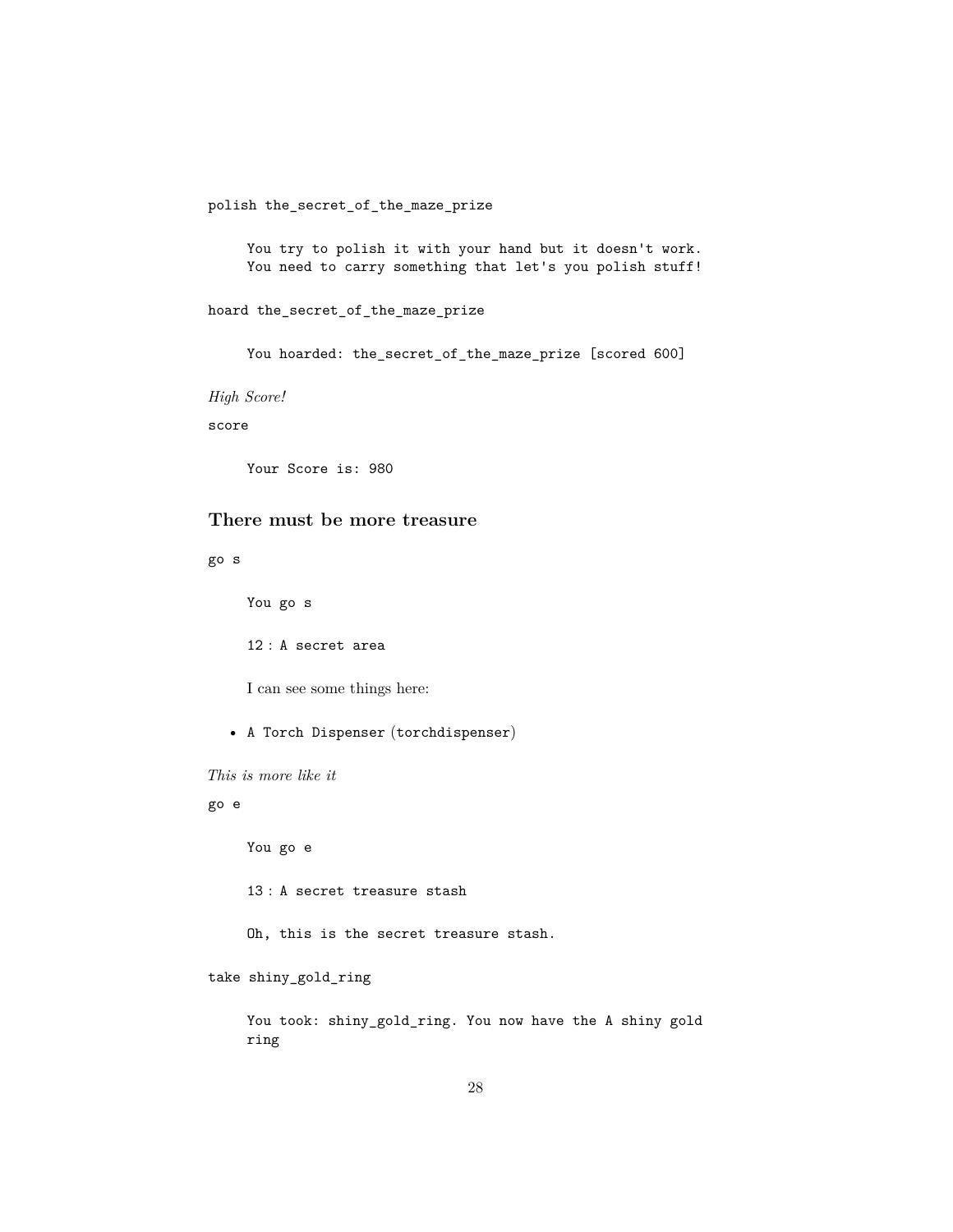```
polish the_secret_of_the_maze_prize
```

```
You try to polish it with your hand but it doesn't work.
You need to carry something that let's you polish stuff!
```

```
hoard the_secret_of_the_maze_prize
```

```
You hoarded: the_secret_of_the_maze_prize [scored 600]
```

*High Score!*

```
score
```

```
Your Score is: 980
```

### There must be more treasure

```
go s
```

```
You go s
```

```
12 : A secret area
```

I can see some things here:

- `A Torch Dispenser` (`torchdispenser`)

*This is more like it*

```
go e
```

```
You go e
```

```
13 : A secret treasure stash
```

```
Oh, this is the secret treasure stash.
```

```
take shiny_gold_ring
```

```
You took: shiny_gold_ring. You now have the A shiny gold
ring
```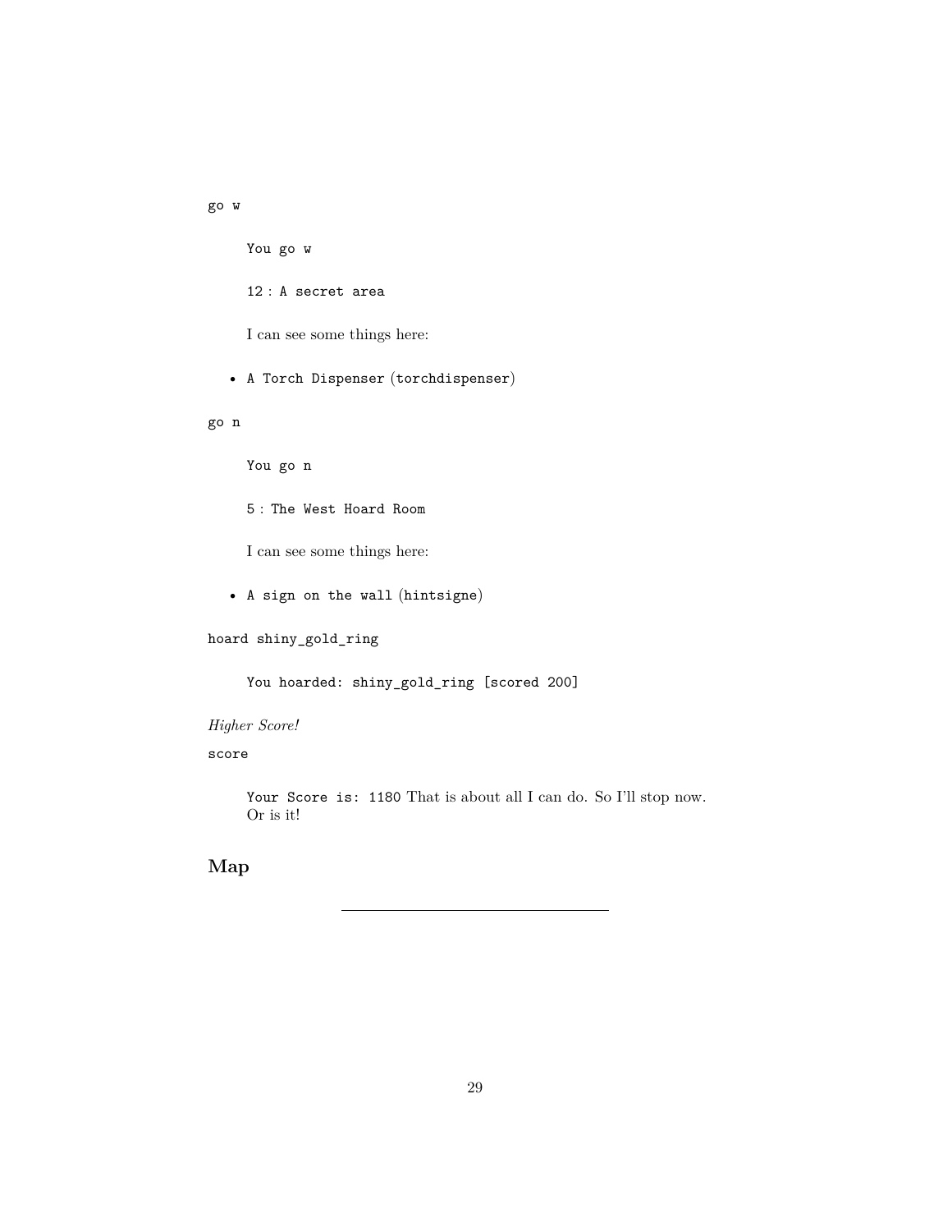`go w`

> `You go w`
>
> `12 : A secret area`
>
> I can see some things here:

- `A Torch Dispenser` (`torchdispenser`)

`go n`

> `You go n`
>
> `5 : The West Hoard Room`
>
> I can see some things here:

- `A sign on the wall` (`hintsigne`)

`hoard shiny_gold_ring`

> `You hoarded: shiny_gold_ring [scored 200]`

*Higher Score!*

`score`

> `Your Score is: 1180` That is about all I can do. So I'll stop now. Or is it!

## Map

---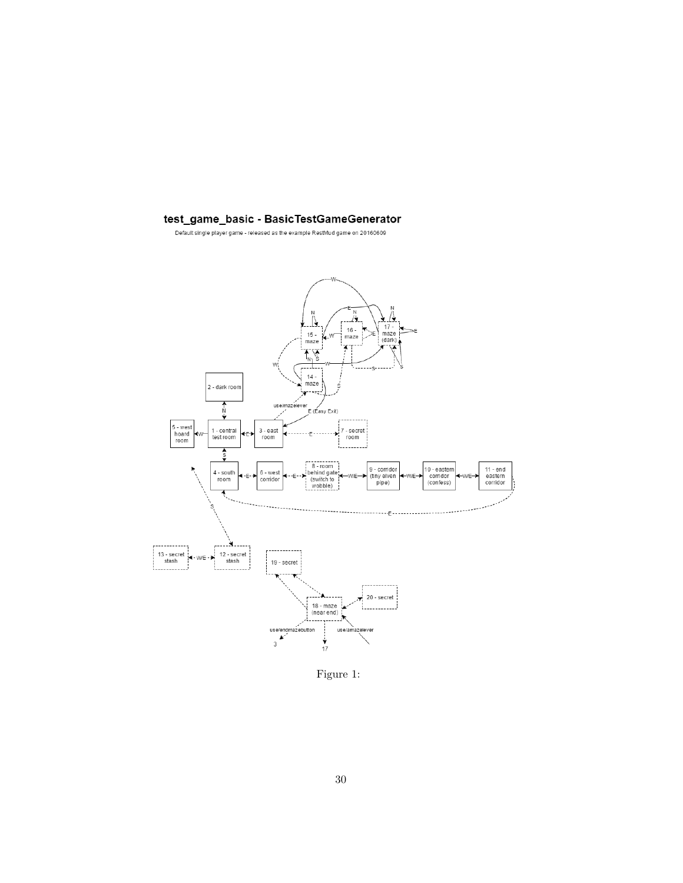**test_game_basic - BasicTestGameGenerator**

Default single player game - released as the example RestMud game on 20160609

W

N

E

N

N

15 - maze

16 - maze

17 - maze (dark)

E

W

E

S

W

N

S

W

S

14 - maze

2 - dark room

S

use/mazelever

E (Easy Exit)

N

5 - west hoard room

W

1 - central test room

E

3 - east room

E

7 - secret room

S

4 - south room

E

6 - west corridor

E

8 - room behind gate (switch to wobble)

W/E

9 - corridor (tiny elven pipe)

W/E

10 - eastern corridor (confess)

W/E

11 - end eastern corridor

E

S

13 - secret stash

W/E

12 - secret stash

19 - secret

20 - secret

18 - maze (near end)

use/endmazebutton

3

17

use/amazelever

Figure 1: